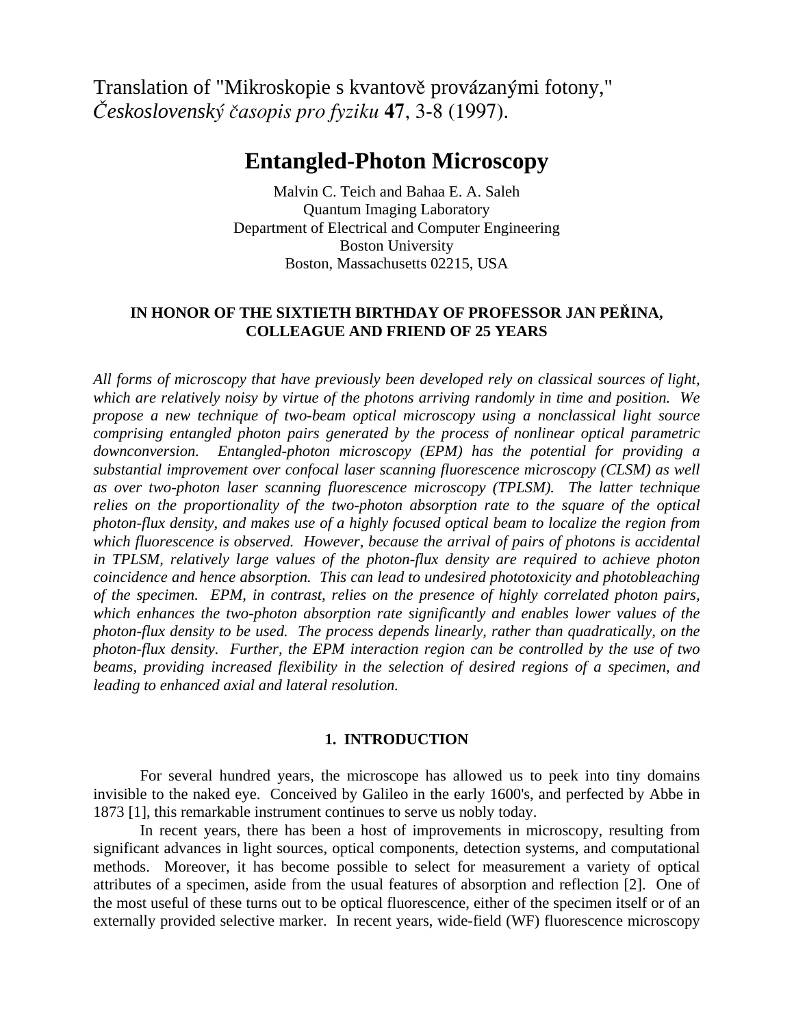Translation of "Mikroskopie s kvantově provázanými fotony," *Československý časopis pro fyziku* **47**, 3-8 (1997).

# Entangled-Photon Microscopy

Malvin C. Teich and Bahaa E. A. Saleh
Quantum Imaging Laboratory
Department of Electrical and Computer Engineering
Boston University
Boston, Massachusetts 02215, USA

**IN HONOR OF THE SIXTIETH BIRTHDAY OF PROFESSOR JAN PEŘINA, COLLEAGUE AND FRIEND OF 25 YEARS**

*All forms of microscopy that have previously been developed rely on classical sources of light, which are relatively noisy by virtue of the photons arriving randomly in time and position. We propose a new technique of two-beam optical microscopy using a nonclassical light source comprising entangled photon pairs generated by the process of nonlinear optical parametric downconversion. Entangled-photon microscopy (EPM) has the potential for providing a substantial improvement over confocal laser scanning fluorescence microscopy (CLSM) as well as over two-photon laser scanning fluorescence microscopy (TPLSM). The latter technique relies on the proportionality of the two-photon absorption rate to the square of the optical photon-flux density, and makes use of a highly focused optical beam to localize the region from which fluorescence is observed. However, because the arrival of pairs of photons is accidental in TPLSM, relatively large values of the photon-flux density are required to achieve photon coincidence and hence absorption. This can lead to undesired phototoxicity and photobleaching of the specimen. EPM, in contrast, relies on the presence of highly correlated photon pairs, which enhances the two-photon absorption rate significantly and enables lower values of the photon-flux density to be used. The process depends linearly, rather than quadratically, on the photon-flux density. Further, the EPM interaction region can be controlled by the use of two beams, providing increased flexibility in the selection of desired regions of a specimen, and leading to enhanced axial and lateral resolution.*

## 1. INTRODUCTION

For several hundred years, the microscope has allowed us to peek into tiny domains invisible to the naked eye. Conceived by Galileo in the early 1600's, and perfected by Abbe in 1873 [1], this remarkable instrument continues to serve us nobly today.

In recent years, there has been a host of improvements in microscopy, resulting from significant advances in light sources, optical components, detection systems, and computational methods. Moreover, it has become possible to select for measurement a variety of optical attributes of a specimen, aside from the usual features of absorption and reflection [2]. One of the most useful of these turns out to be optical fluorescence, either of the specimen itself or of an externally provided selective marker. In recent years, wide-field (WF) fluorescence microscopy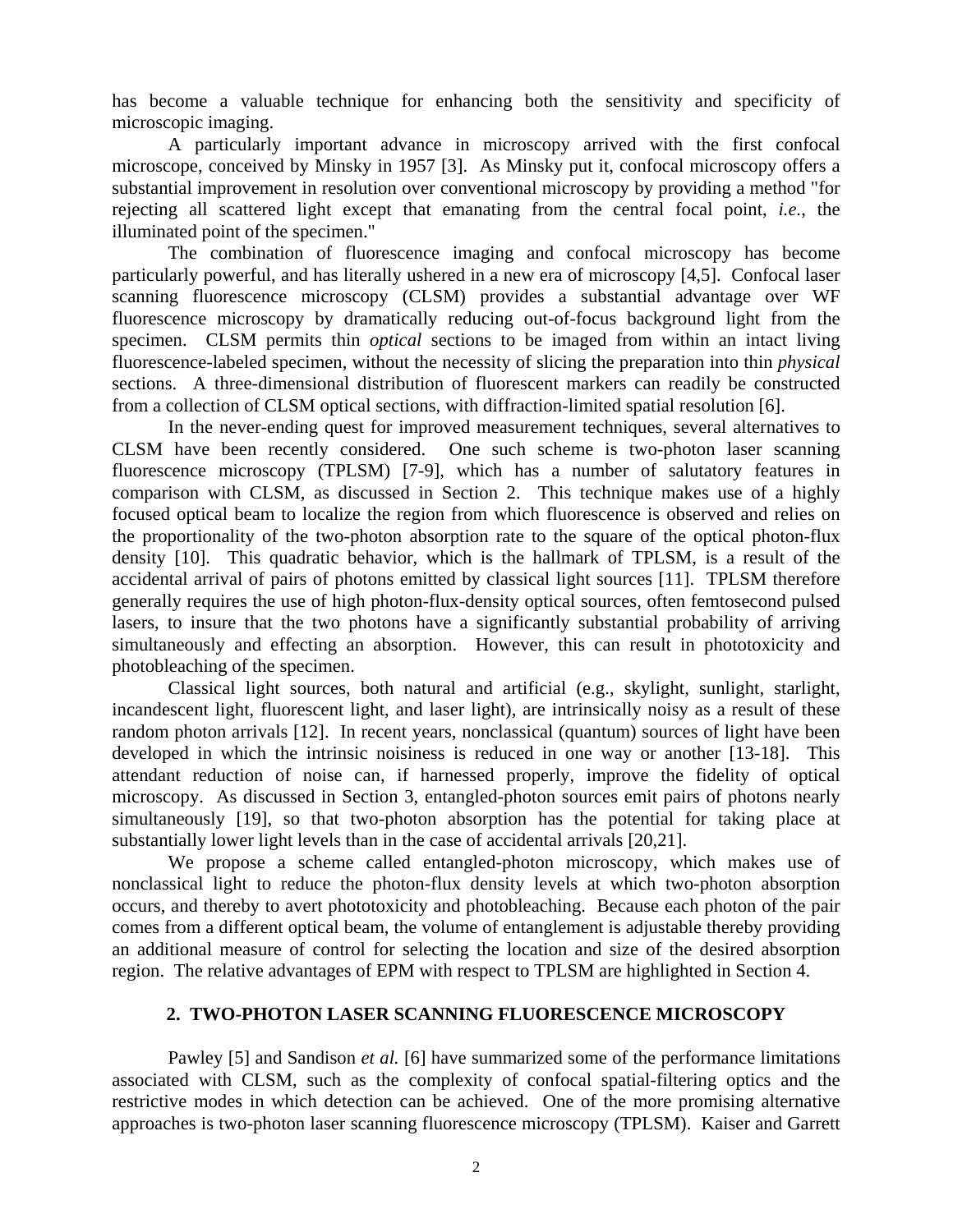has become a valuable technique for enhancing both the sensitivity and specificity of microscopic imaging.

A particularly important advance in microscopy arrived with the first confocal microscope, conceived by Minsky in 1957 [3]. As Minsky put it, confocal microscopy offers a substantial improvement in resolution over conventional microscopy by providing a method "for rejecting all scattered light except that emanating from the central focal point, *i.e.*, the illuminated point of the specimen."

The combination of fluorescence imaging and confocal microscopy has become particularly powerful, and has literally ushered in a new era of microscopy [4,5]. Confocal laser scanning fluorescence microscopy (CLSM) provides a substantial advantage over WF fluorescence microscopy by dramatically reducing out-of-focus background light from the specimen. CLSM permits thin *optical* sections to be imaged from within an intact living fluorescence-labeled specimen, without the necessity of slicing the preparation into thin *physical* sections. A three-dimensional distribution of fluorescent markers can readily be constructed from a collection of CLSM optical sections, with diffraction-limited spatial resolution [6].

In the never-ending quest for improved measurement techniques, several alternatives to CLSM have been recently considered. One such scheme is two-photon laser scanning fluorescence microscopy (TPLSM) [7-9], which has a number of salutatory features in comparison with CLSM, as discussed in Section 2. This technique makes use of a highly focused optical beam to localize the region from which fluorescence is observed and relies on the proportionality of the two-photon absorption rate to the square of the optical photon-flux density [10]. This quadratic behavior, which is the hallmark of TPLSM, is a result of the accidental arrival of pairs of photons emitted by classical light sources [11]. TPLSM therefore generally requires the use of high photon-flux-density optical sources, often femtosecond pulsed lasers, to insure that the two photons have a significantly substantial probability of arriving simultaneously and effecting an absorption. However, this can result in phototoxicity and photobleaching of the specimen.

Classical light sources, both natural and artificial (e.g., skylight, sunlight, starlight, incandescent light, fluorescent light, and laser light), are intrinsically noisy as a result of these random photon arrivals [12]. In recent years, nonclassical (quantum) sources of light have been developed in which the intrinsic noisiness is reduced in one way or another [13-18]. This attendant reduction of noise can, if harnessed properly, improve the fidelity of optical microscopy. As discussed in Section 3, entangled-photon sources emit pairs of photons nearly simultaneously [19], so that two-photon absorption has the potential for taking place at substantially lower light levels than in the case of accidental arrivals [20,21].

We propose a scheme called entangled-photon microscopy, which makes use of nonclassical light to reduce the photon-flux density levels at which two-photon absorption occurs, and thereby to avert phototoxicity and photobleaching. Because each photon of the pair comes from a different optical beam, the volume of entanglement is adjustable thereby providing an additional measure of control for selecting the location and size of the desired absorption region. The relative advantages of EPM with respect to TPLSM are highlighted in Section 4.

## 2. TWO-PHOTON LASER SCANNING FLUORESCENCE MICROSCOPY

Pawley [5] and Sandison *et al.* [6] have summarized some of the performance limitations associated with CLSM, such as the complexity of confocal spatial-filtering optics and the restrictive modes in which detection can be achieved. One of the more promising alternative approaches is two-photon laser scanning fluorescence microscopy (TPLSM). Kaiser and Garrett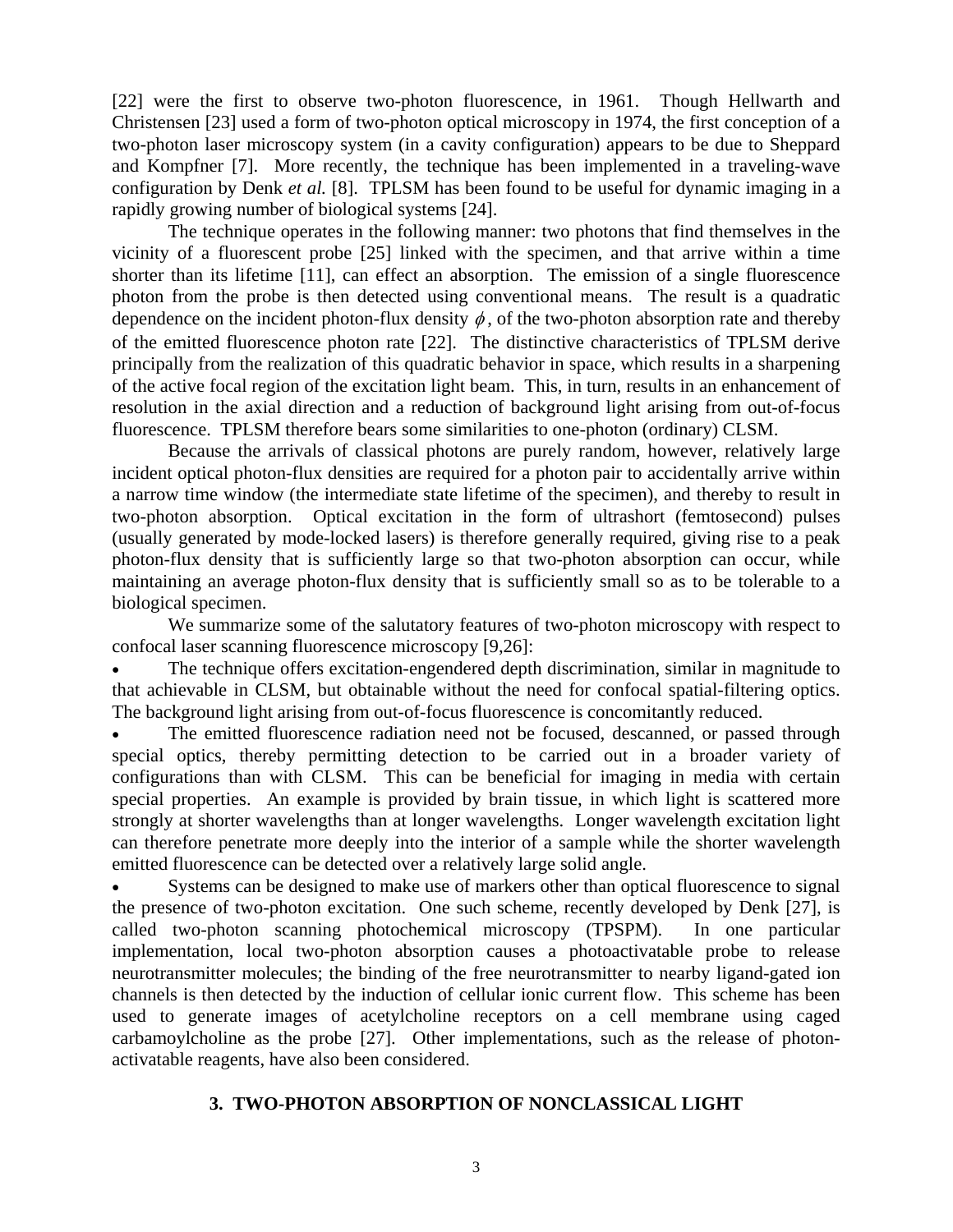[22] were the first to observe two-photon fluorescence, in 1961. Though Hellwarth and Christensen [23] used a form of two-photon optical microscopy in 1974, the first conception of a two-photon laser microscopy system (in a cavity configuration) appears to be due to Sheppard and Kompfner [7]. More recently, the technique has been implemented in a traveling-wave configuration by Denk *et al.* [8]. TPLSM has been found to be useful for dynamic imaging in a rapidly growing number of biological systems [24].

The technique operates in the following manner: two photons that find themselves in the vicinity of a fluorescent probe [25] linked with the specimen, and that arrive within a time shorter than its lifetime [11], can effect an absorption. The emission of a single fluorescence photon from the probe is then detected using conventional means. The result is a quadratic dependence on the incident photon-flux density $\phi$, of the two-photon absorption rate and thereby of the emitted fluorescence photon rate [22]. The distinctive characteristics of TPLSM derive principally from the realization of this quadratic behavior in space, which results in a sharpening of the active focal region of the excitation light beam. This, in turn, results in an enhancement of resolution in the axial direction and a reduction of background light arising from out-of-focus fluorescence. TPLSM therefore bears some similarities to one-photon (ordinary) CLSM.

Because the arrivals of classical photons are purely random, however, relatively large incident optical photon-flux densities are required for a photon pair to accidentally arrive within a narrow time window (the intermediate state lifetime of the specimen), and thereby to result in two-photon absorption. Optical excitation in the form of ultrashort (femtosecond) pulses (usually generated by mode-locked lasers) is therefore generally required, giving rise to a peak photon-flux density that is sufficiently large so that two-photon absorption can occur, while maintaining an average photon-flux density that is sufficiently small so as to be tolerable to a biological specimen.

We summarize some of the salutatory features of two-photon microscopy with respect to confocal laser scanning fluorescence microscopy [9,26]:

- The technique offers excitation-engendered depth discrimination, similar in magnitude to that achievable in CLSM, but obtainable without the need for confocal spatial-filtering optics. The background light arising from out-of-focus fluorescence is concomitantly reduced.
- The emitted fluorescence radiation need not be focused, descanned, or passed through special optics, thereby permitting detection to be carried out in a broader variety of configurations than with CLSM. This can be beneficial for imaging in media with certain special properties. An example is provided by brain tissue, in which light is scattered more strongly at shorter wavelengths than at longer wavelengths. Longer wavelength excitation light can therefore penetrate more deeply into the interior of a sample while the shorter wavelength emitted fluorescence can be detected over a relatively large solid angle.
- Systems can be designed to make use of markers other than optical fluorescence to signal the presence of two-photon excitation. One such scheme, recently developed by Denk [27], is called two-photon scanning photochemical microscopy (TPSPM). In one particular implementation, local two-photon absorption causes a photoactivatable probe to release neurotransmitter molecules; the binding of the free neurotransmitter to nearby ligand-gated ion channels is then detected by the induction of cellular ionic current flow. This scheme has been used to generate images of acetylcholine receptors on a cell membrane using caged carbamoylcholine as the probe [27]. Other implementations, such as the release of photon-activatable reagents, have also been considered.

## 3. TWO-PHOTON ABSORPTION OF NONCLASSICAL LIGHT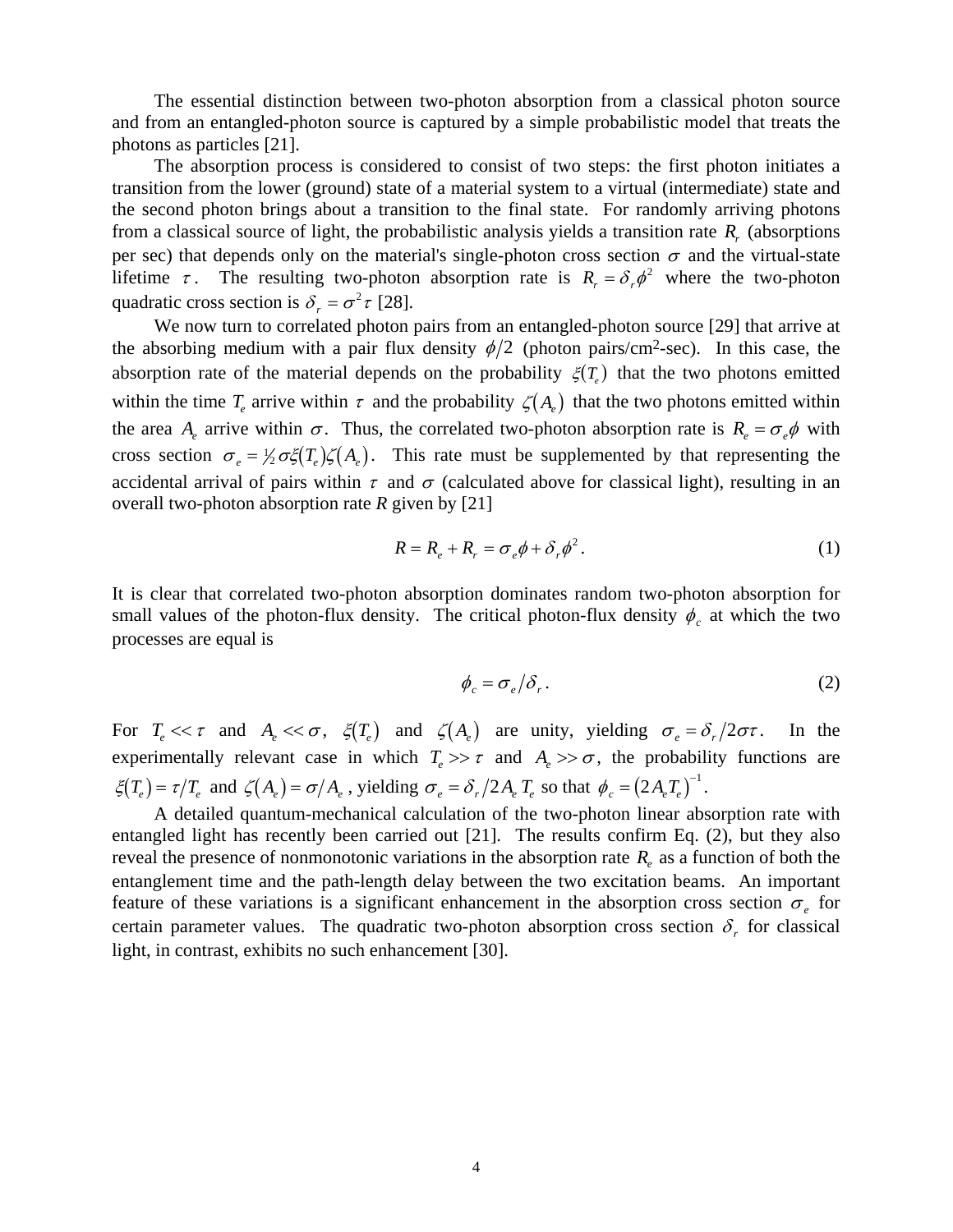The essential distinction between two-photon absorption from a classical photon source and from an entangled-photon source is captured by a simple probabilistic model that treats the photons as particles [21].

The absorption process is considered to consist of two steps: the first photon initiates a transition from the lower (ground) state of a material system to a virtual (intermediate) state and the second photon brings about a transition to the final state. For randomly arriving photons from a classical source of light, the probabilistic analysis yields a transition rate $R_r$ (absorptions per sec) that depends only on the material's single-photon cross section $\sigma$ and the virtual-state lifetime $\tau$. The resulting two-photon absorption rate is $R_r = \delta_r \phi^2$ where the two-photon quadratic cross section is $\delta_r = \sigma^2 \tau$ [28].

We now turn to correlated photon pairs from an entangled-photon source [29] that arrive at the absorbing medium with a pair flux density $\phi/2$ (photon pairs/cm$^2$-sec). In this case, the absorption rate of the material depends on the probability $\xi(T_e)$ that the two photons emitted within the time $T_e$ arrive within $\tau$ and the probability $\zeta(A_e)$ that the two photons emitted within the area $A_e$ arrive within $\sigma$. Thus, the correlated two-photon absorption rate is $R_e = \sigma_e \phi$ with cross section $\sigma_e = \frac{1}{2}\sigma \xi(T_e)\zeta(A_e)$. This rate must be supplemented by that representing the accidental arrival of pairs within $\tau$ and $\sigma$ (calculated above for classical light), resulting in an overall two-photon absorption rate $R$ given by [21]

$$R = R_e + R_r = \sigma_e \phi + \delta_r \phi^2 . \tag{1}$$

It is clear that correlated two-photon absorption dominates random two-photon absorption for small values of the photon-flux density. The critical photon-flux density $\phi_c$ at which the two processes are equal is

$$\phi_c = \sigma_e / \delta_r . \tag{2}$$

For $T_e << \tau$ and $A_e << \sigma$, $\xi(T_e)$ and $\zeta(A_e)$ are unity, yielding $\sigma_e = \delta_r / 2\sigma\tau$. In the experimentally relevant case in which $T_e >> \tau$ and $A_e >> \sigma$, the probability functions are $\xi(T_e) = \tau / T_e$ and $\zeta(A_e) = \sigma / A_e$, yielding $\sigma_e = \delta_r / 2 A_e T_e$ so that $\phi_c = (2 A_e T_e)^{-1}$.

A detailed quantum-mechanical calculation of the two-photon linear absorption rate with entangled light has recently been carried out [21]. The results confirm Eq. (2), but they also reveal the presence of nonmonotonic variations in the absorption rate $R_e$ as a function of both the entanglement time and the path-length delay between the two excitation beams. An important feature of these variations is a significant enhancement in the absorption cross section $\sigma_e$ for certain parameter values. The quadratic two-photon absorption cross section $\delta_r$ for classical light, in contrast, exhibits no such enhancement [30].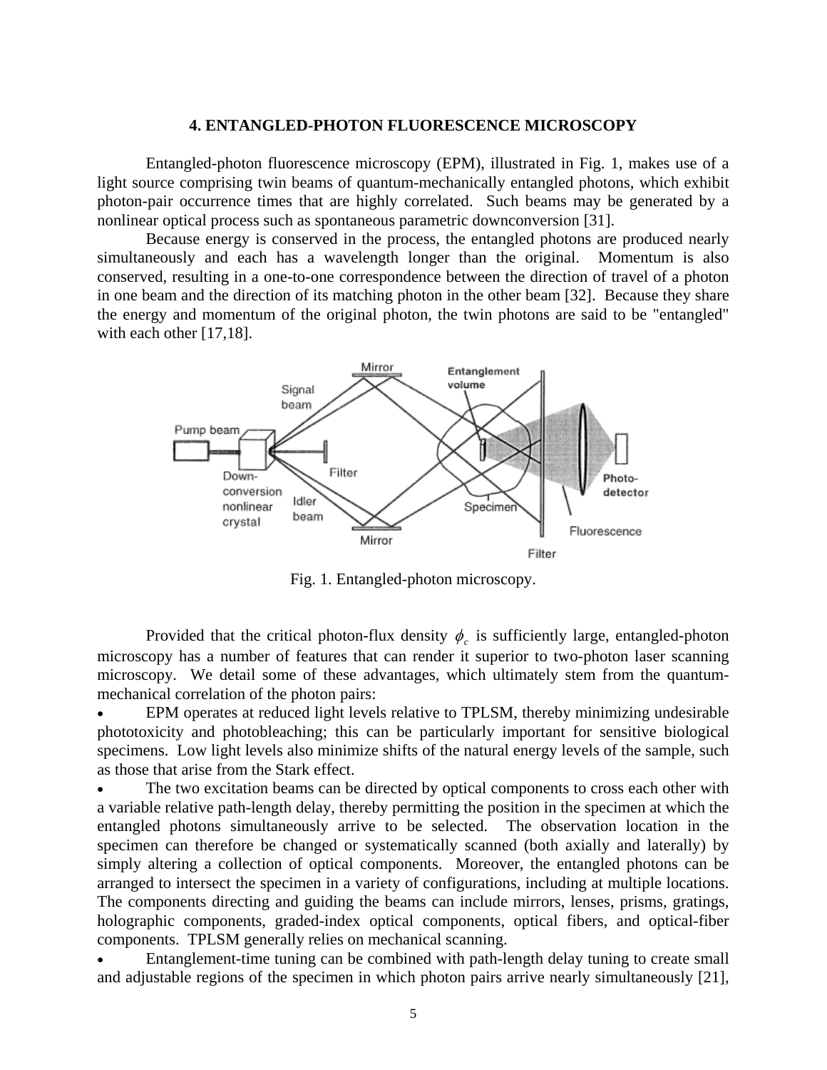## 4. ENTANGLED-PHOTON FLUORESCENCE MICROSCOPY

Entangled-photon fluorescence microscopy (EPM), illustrated in Fig. 1, makes use of a light source comprising twin beams of quantum-mechanically entangled photons, which exhibit photon-pair occurrence times that are highly correlated. Such beams may be generated by a nonlinear optical process such as spontaneous parametric downconversion [31].

Because energy is conserved in the process, the entangled photons are produced nearly simultaneously and each has a wavelength longer than the original. Momentum is also conserved, resulting in a one-to-one correspondence between the direction of travel of a photon in one beam and the direction of its matching photon in the other beam [32]. Because they share the energy and momentum of the original photon, the twin photons are said to be "entangled" with each other [17,18].

Fig. 1. Entangled-photon microscopy.

Provided that the critical photon-flux density $\phi_c$ is sufficiently large, entangled-photon microscopy has a number of features that can render it superior to two-photon laser scanning microscopy. We detail some of these advantages, which ultimately stem from the quantum-mechanical correlation of the photon pairs:

- EPM operates at reduced light levels relative to TPLSM, thereby minimizing undesirable phototoxicity and photobleaching; this can be particularly important for sensitive biological specimens. Low light levels also minimize shifts of the natural energy levels of the sample, such as those that arise from the Stark effect.
- The two excitation beams can be directed by optical components to cross each other with a variable relative path-length delay, thereby permitting the position in the specimen at which the entangled photons simultaneously arrive to be selected. The observation location in the specimen can therefore be changed or systematically scanned (both axially and laterally) by simply altering a collection of optical components. Moreover, the entangled photons can be arranged to intersect the specimen in a variety of configurations, including at multiple locations. The components directing and guiding the beams can include mirrors, lenses, prisms, gratings, holographic components, graded-index optical components, optical fibers, and optical-fiber components. TPLSM generally relies on mechanical scanning.
- Entanglement-time tuning can be combined with path-length delay tuning to create small and adjustable regions of the specimen in which photon pairs arrive nearly simultaneously [21],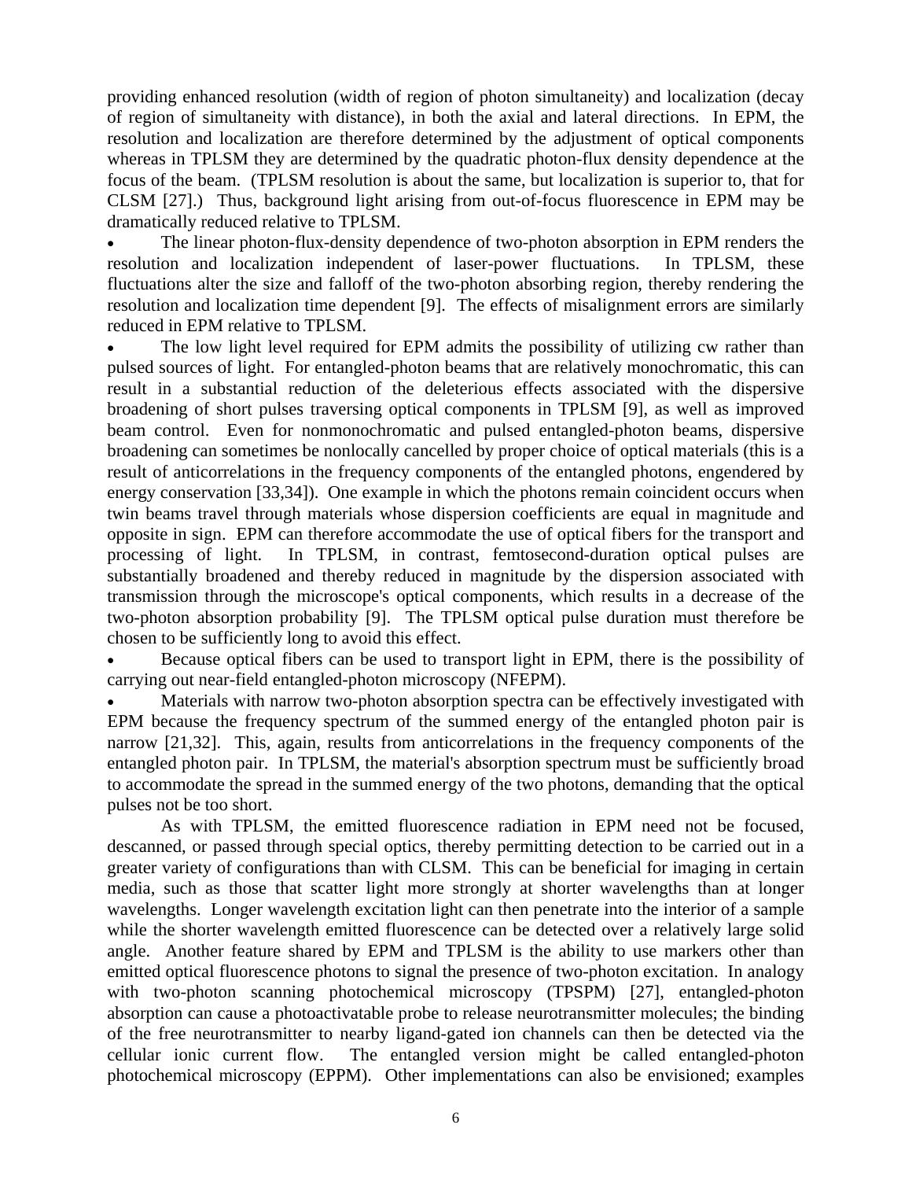providing enhanced resolution (width of region of photon simultaneity) and localization (decay of region of simultaneity with distance), in both the axial and lateral directions. In EPM, the resolution and localization are therefore determined by the adjustment of optical components whereas in TPLSM they are determined by the quadratic photon-flux density dependence at the focus of the beam. (TPLSM resolution is about the same, but localization is superior to, that for CLSM [27].) Thus, background light arising from out-of-focus fluorescence in EPM may be dramatically reduced relative to TPLSM.

- The linear photon-flux-density dependence of two-photon absorption in EPM renders the resolution and localization independent of laser-power fluctuations. In TPLSM, these fluctuations alter the size and falloff of the two-photon absorbing region, thereby rendering the resolution and localization time dependent [9]. The effects of misalignment errors are similarly reduced in EPM relative to TPLSM.
- The low light level required for EPM admits the possibility of utilizing cw rather than pulsed sources of light. For entangled-photon beams that are relatively monochromatic, this can result in a substantial reduction of the deleterious effects associated with the dispersive broadening of short pulses traversing optical components in TPLSM [9], as well as improved beam control. Even for nonmonochromatic and pulsed entangled-photon beams, dispersive broadening can sometimes be nonlocally cancelled by proper choice of optical materials (this is a result of anticorrelations in the frequency components of the entangled photons, engendered by energy conservation [33,34]). One example in which the photons remain coincident occurs when twin beams travel through materials whose dispersion coefficients are equal in magnitude and opposite in sign. EPM can therefore accommodate the use of optical fibers for the transport and processing of light. In TPLSM, in contrast, femtosecond-duration optical pulses are substantially broadened and thereby reduced in magnitude by the dispersion associated with transmission through the microscope's optical components, which results in a decrease of the two-photon absorption probability [9]. The TPLSM optical pulse duration must therefore be chosen to be sufficiently long to avoid this effect.
- Because optical fibers can be used to transport light in EPM, there is the possibility of carrying out near-field entangled-photon microscopy (NFEPM).
- Materials with narrow two-photon absorption spectra can be effectively investigated with EPM because the frequency spectrum of the summed energy of the entangled photon pair is narrow [21,32]. This, again, results from anticorrelations in the frequency components of the entangled photon pair. In TPLSM, the material's absorption spectrum must be sufficiently broad to accommodate the spread in the summed energy of the two photons, demanding that the optical pulses not be too short.

As with TPLSM, the emitted fluorescence radiation in EPM need not be focused, descanned, or passed through special optics, thereby permitting detection to be carried out in a greater variety of configurations than with CLSM. This can be beneficial for imaging in certain media, such as those that scatter light more strongly at shorter wavelengths than at longer wavelengths. Longer wavelength excitation light can then penetrate into the interior of a sample while the shorter wavelength emitted fluorescence can be detected over a relatively large solid angle. Another feature shared by EPM and TPLSM is the ability to use markers other than emitted optical fluorescence photons to signal the presence of two-photon excitation. In analogy with two-photon scanning photochemical microscopy (TPSPM) [27], entangled-photon absorption can cause a photoactivatable probe to release neurotransmitter molecules; the binding of the free neurotransmitter to nearby ligand-gated ion channels can then be detected via the cellular ionic current flow. The entangled version might be called entangled-photon photochemical microscopy (EPPM). Other implementations can also be envisioned; examples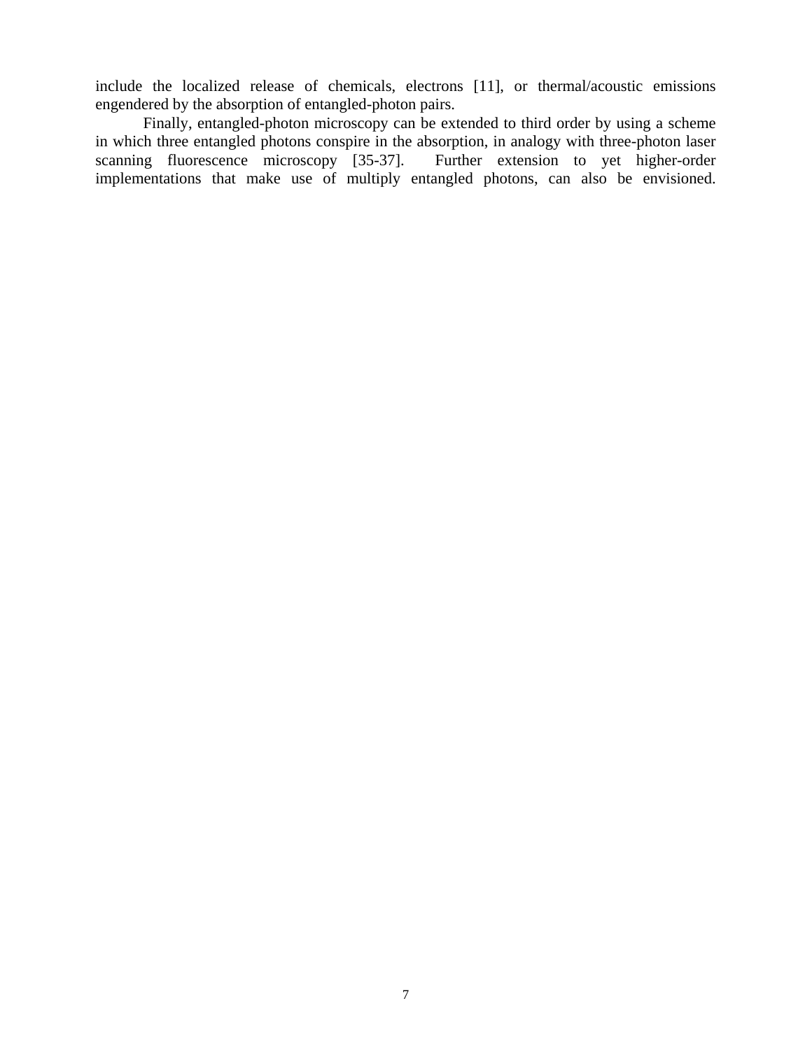include the localized release of chemicals, electrons [11], or thermal/acoustic emissions engendered by the absorption of entangled-photon pairs.

Finally, entangled-photon microscopy can be extended to third order by using a scheme in which three entangled photons conspire in the absorption, in analogy with three-photon laser scanning fluorescence microscopy [35-37]. Further extension to yet higher-order implementations that make use of multiply entangled photons, can also be envisioned.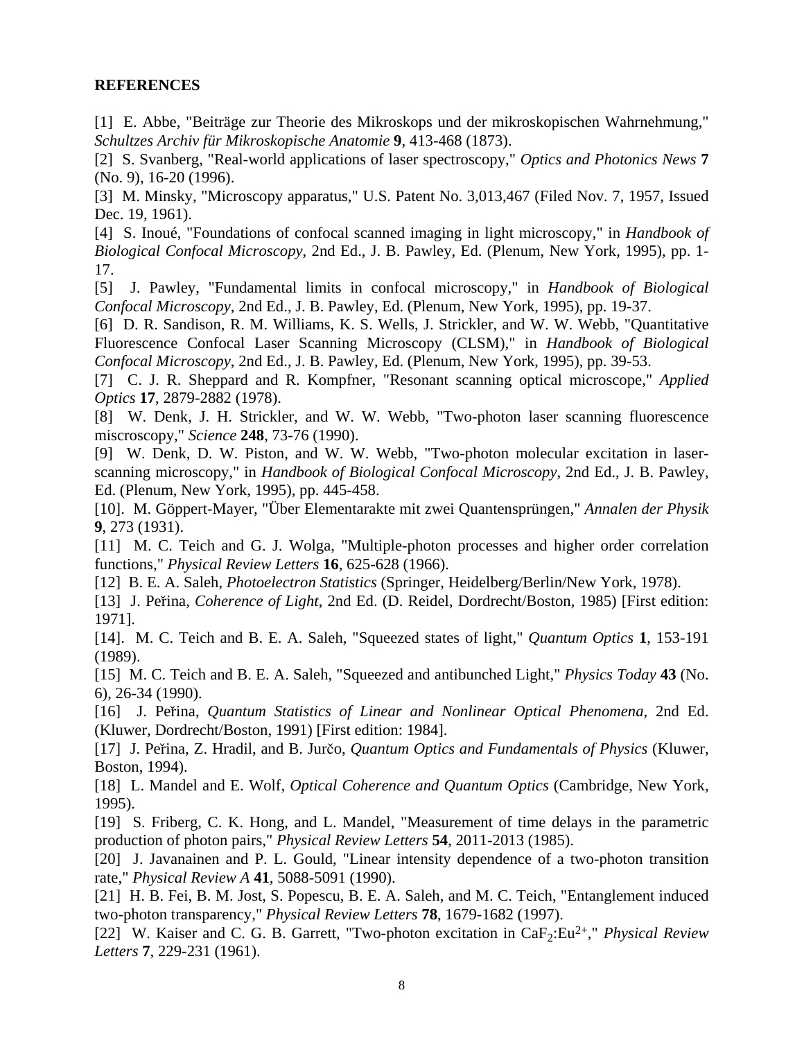**REFERENCES**

[1] E. Abbe, "Beiträge zur Theorie des Mikroskops und der mikroskopischen Wahrnehmung," *Schultzes Archiv für Mikroskopische Anatomie* **9**, 413-468 (1873).

[2] S. Svanberg, "Real-world applications of laser spectroscopy," *Optics and Photonics News* **7** (No. 9), 16-20 (1996).

[3] M. Minsky, "Microscopy apparatus," U.S. Patent No. 3,013,467 (Filed Nov. 7, 1957, Issued Dec. 19, 1961).

[4] S. Inoué, "Foundations of confocal scanned imaging in light microscopy," in *Handbook of Biological Confocal Microscopy*, 2nd Ed., J. B. Pawley, Ed. (Plenum, New York, 1995), pp. 1-17.

[5] J. Pawley, "Fundamental limits in confocal microscopy," in *Handbook of Biological Confocal Microscopy*, 2nd Ed., J. B. Pawley, Ed. (Plenum, New York, 1995), pp. 19-37.

[6] D. R. Sandison, R. M. Williams, K. S. Wells, J. Strickler, and W. W. Webb, "Quantitative Fluorescence Confocal Laser Scanning Microscopy (CLSM)," in *Handbook of Biological Confocal Microscopy*, 2nd Ed., J. B. Pawley, Ed. (Plenum, New York, 1995), pp. 39-53.

[7] C. J. R. Sheppard and R. Kompfner, "Resonant scanning optical microscope," *Applied Optics* **17**, 2879-2882 (1978).

[8] W. Denk, J. H. Strickler, and W. W. Webb, "Two-photon laser scanning fluorescence miscroscopy," *Science* **248**, 73-76 (1990).

[9] W. Denk, D. W. Piston, and W. W. Webb, "Two-photon molecular excitation in laser-scanning microscopy," in *Handbook of Biological Confocal Microscopy*, 2nd Ed., J. B. Pawley, Ed. (Plenum, New York, 1995), pp. 445-458.

[10]. M. Göppert-Mayer, "Über Elementarakte mit zwei Quantensprüngen," *Annalen der Physik* **9**, 273 (1931).

[11] M. C. Teich and G. J. Wolga, "Multiple-photon processes and higher order correlation functions," *Physical Review Letters* **16**, 625-628 (1966).

[12] B. E. A. Saleh, *Photoelectron Statistics* (Springer, Heidelberg/Berlin/New York, 1978).

[13] J. Peřina, *Coherence of Light*, 2nd Ed. (D. Reidel, Dordrecht/Boston, 1985) [First edition: 1971].

[14]. M. C. Teich and B. E. A. Saleh, "Squeezed states of light," *Quantum Optics* **1**, 153-191 (1989).

[15] M. C. Teich and B. E. A. Saleh, "Squeezed and antibunched Light," *Physics Today* **43** (No. 6), 26-34 (1990).

[16] J. Peřina, *Quantum Statistics of Linear and Nonlinear Optical Phenomena*, 2nd Ed. (Kluwer, Dordrecht/Boston, 1991) [First edition: 1984].

[17] J. Peřina, Z. Hradil, and B. Jurčo, *Quantum Optics and Fundamentals of Physics* (Kluwer, Boston, 1994).

[18] L. Mandel and E. Wolf, *Optical Coherence and Quantum Optics* (Cambridge, New York, 1995).

[19] S. Friberg, C. K. Hong, and L. Mandel, "Measurement of time delays in the parametric production of photon pairs," *Physical Review Letters* **54**, 2011-2013 (1985).

[20] J. Javanainen and P. L. Gould, "Linear intensity dependence of a two-photon transition rate," *Physical Review A* **41**, 5088-5091 (1990).

[21] H. B. Fei, B. M. Jost, S. Popescu, B. E. A. Saleh, and M. C. Teich, "Entanglement induced two-photon transparency," *Physical Review Letters* **78**, 1679-1682 (1997).

[22] W. Kaiser and C. G. B. Garrett, "Two-photon excitation in $CaF_2$:$Eu^{2+}$," *Physical Review Letters* **7**, 229-231 (1961).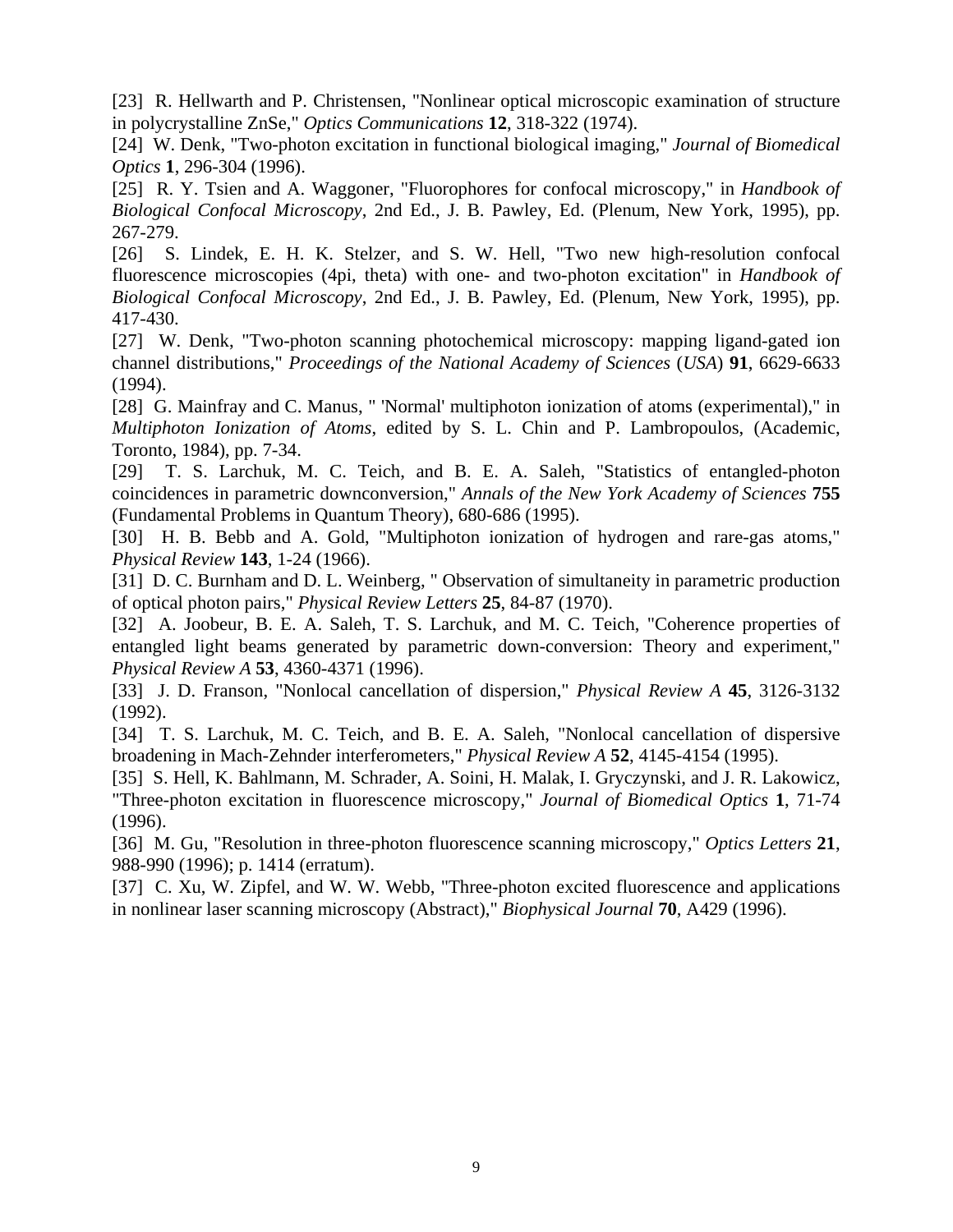[23] R. Hellwarth and P. Christensen, "Nonlinear optical microscopic examination of structure in polycrystalline ZnSe," *Optics Communications* **12**, 318-322 (1974).

[24] W. Denk, "Two-photon excitation in functional biological imaging," *Journal of Biomedical Optics* **1**, 296-304 (1996).

[25] R. Y. Tsien and A. Waggoner, "Fluorophores for confocal microscopy," in *Handbook of Biological Confocal Microscopy*, 2nd Ed., J. B. Pawley, Ed. (Plenum, New York, 1995), pp. 267-279.

[26] S. Lindek, E. H. K. Stelzer, and S. W. Hell, "Two new high-resolution confocal fluorescence microscopies (4pi, theta) with one- and two-photon excitation" in *Handbook of Biological Confocal Microscopy*, 2nd Ed., J. B. Pawley, Ed. (Plenum, New York, 1995), pp. 417-430.

[27] W. Denk, "Two-photon scanning photochemical microscopy: mapping ligand-gated ion channel distributions," *Proceedings of the National Academy of Sciences* (*USA*) **91**, 6629-6633 (1994).

[28] G. Mainfray and C. Manus, " 'Normal' multiphoton ionization of atoms (experimental)," in *Multiphoton Ionization of Atoms*, edited by S. L. Chin and P. Lambropoulos, (Academic, Toronto, 1984), pp. 7-34.

[29] T. S. Larchuk, M. C. Teich, and B. E. A. Saleh, "Statistics of entangled-photon coincidences in parametric downconversion," *Annals of the New York Academy of Sciences* **755** (Fundamental Problems in Quantum Theory), 680-686 (1995).

[30] H. B. Bebb and A. Gold, "Multiphoton ionization of hydrogen and rare-gas atoms," *Physical Review* **143**, 1-24 (1966).

[31] D. C. Burnham and D. L. Weinberg, " Observation of simultaneity in parametric production of optical photon pairs," *Physical Review Letters* **25**, 84-87 (1970).

[32] A. Joobeur, B. E. A. Saleh, T. S. Larchuk, and M. C. Teich, "Coherence properties of entangled light beams generated by parametric down-conversion: Theory and experiment," *Physical Review A* **53**, 4360-4371 (1996).

[33] J. D. Franson, "Nonlocal cancellation of dispersion," *Physical Review A* **45**, 3126-3132 (1992).

[34] T. S. Larchuk, M. C. Teich, and B. E. A. Saleh, "Nonlocal cancellation of dispersive broadening in Mach-Zehnder interferometers," *Physical Review A* **52**, 4145-4154 (1995).

[35] S. Hell, K. Bahlmann, M. Schrader, A. Soini, H. Malak, I. Gryczynski, and J. R. Lakowicz, "Three-photon excitation in fluorescence microscopy," *Journal of Biomedical Optics* **1**, 71-74 (1996).

[36] M. Gu, "Resolution in three-photon fluorescence scanning microscopy," *Optics Letters* **21**, 988-990 (1996); p. 1414 (erratum).

[37] C. Xu, W. Zipfel, and W. W. Webb, "Three-photon excited fluorescence and applications in nonlinear laser scanning microscopy (Abstract)," *Biophysical Journal* **70**, A429 (1996).